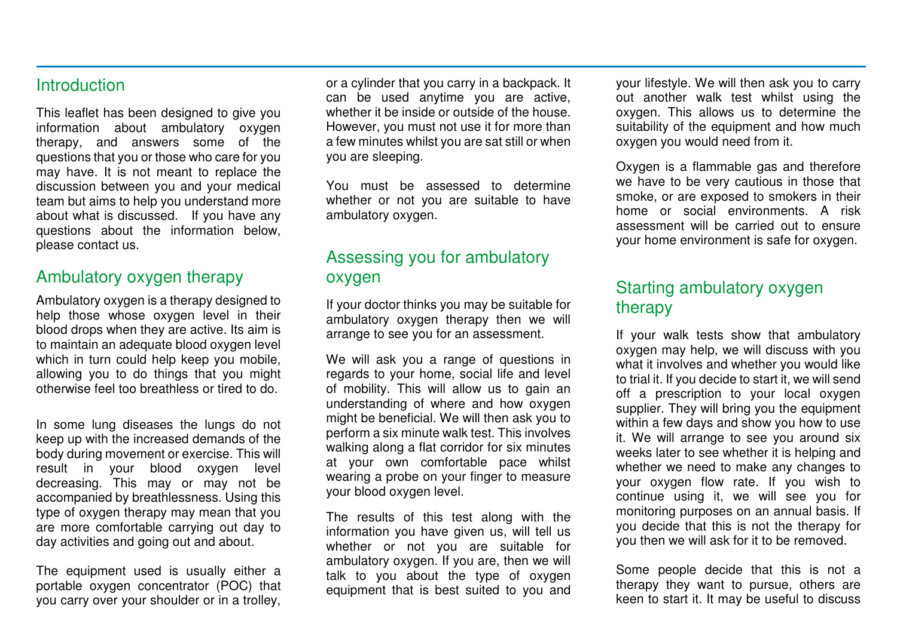## Introduction

This leaflet has been designed to give you information about ambulatory oxygen therapy, and answers some of the questions that you or those who care for you may have. It is not meant to replace the discussion between you and your medical team but aims to help you understand more about what is discussed. If you have any questions about the information below, please contact us.

## Ambulatory oxygen therapy

Ambulatory oxygen is a therapy designed to help those whose oxygen level in their blood drops when they are active. Its aim is to maintain an adequate blood oxygen level which in turn could help keep you mobile, allowing you to do things that you might otherwise feel too breathless or tired to do.

In some lung diseases the lungs do not keep up with the increased demands of the body during movement or exercise. This will result in your blood oxygen level decreasing. This may or may not be accompanied by breathlessness. Using this type of oxygen therapy may mean that you are more comfortable carrying out day to day activities and going out and about.

The equipment used is usually either a portable oxygen concentrator (POC) that you carry over your shoulder or in a trolley, or a cylinder that you carry in a backpack. It can be used anytime you are active, whether it be inside or outside of the house. However, you must not use it for more than a few minutes whilst you are sat still or when you are sleeping.

You must be assessed to determine whether or not you are suitable to have ambulatory oxygen.

## Assessing you for ambulatory oxygen

If your doctor thinks you may be suitable for ambulatory oxygen therapy then we will arrange to see you for an assessment.

We will ask you a range of questions in regards to your home, social life and level of mobility. This will allow us to gain an understanding of where and how oxygen might be beneficial. We will then ask you to perform a six minute walk test. This involves walking along a flat corridor for six minutes at your own comfortable pace whilst wearing a probe on your finger to measure your blood oxygen level.

The results of this test along with the information you have given us, will tell us whether or not you are suitable for ambulatory oxygen. If you are, then we will talk to you about the type of oxygen equipment that is best suited to you and your lifestyle. We will then ask you to carry out another walk test whilst using the oxygen. This allows us to determine the suitability of the equipment and how much oxygen you would need from it.

Oxygen is a flammable gas and therefore we have to be very cautious in those that smoke, or are exposed to smokers in their home or social environments. A risk assessment will be carried out to ensure your home environment is safe for oxygen.

## Starting ambulatory oxygen therapy

If your walk tests show that ambulatory oxygen may help, we will discuss with you what it involves and whether you would like to trial it. If you decide to start it, we will send off a prescription to your local oxygen supplier. They will bring you the equipment within a few days and show you how to use it. We will arrange to see you around six weeks later to see whether it is helping and whether we need to make any changes to your oxygen flow rate. If you wish to continue using it, we will see you for monitoring purposes on an annual basis. If you decide that this is not the therapy for you then we will ask for it to be removed.

Some people decide that this is not a therapy they want to pursue, others are keen to start it. It may be useful to discuss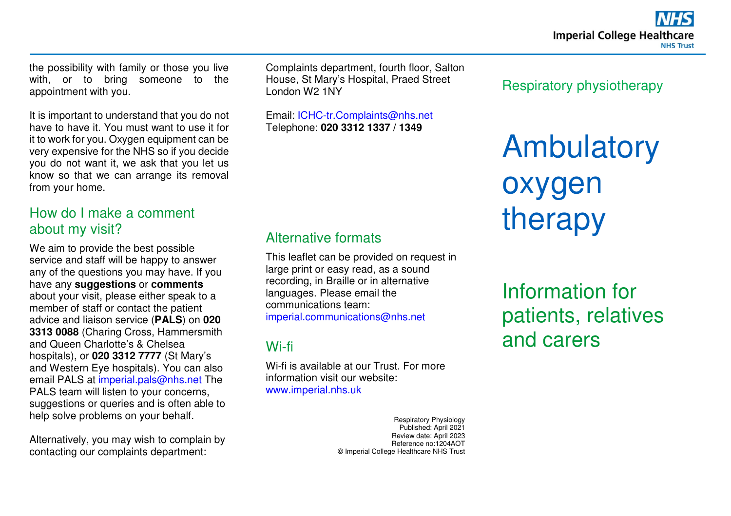the possibility with family or those you live with, or to bring someone to the appointment with you.

It is important to understand that you do not have to have it. You must want to use it for it to work for you. Oxygen equipment can be very expensive for the NHS so if you decide you do not want it, we ask that you let us know so that we can arrange its removal from your home.

## How do I make a comment about my visit?

We aim to provide the best possible service and staff will be happy to answer any of the questions you may have. If you have any **suggestions** or **comments** about your visit, please either speak to a member of staff or contact the patient advice and liaison service (**PALS**) on **020 3313 0088** (Charing Cross, Hammersmith and Queen Charlotte's & Chelsea hospitals), or **020 3312 7777** (St Mary's and Western Eye hospitals). You can also email PALS at imperial.pals@nhs.net The PALS team will listen to your concerns, suggestions or queries and is often able to help solve problems on your behalf.

Alternatively, you may wish to complain by contacting our complaints department:

Complaints department, fourth floor, Salton House, St Mary's Hospital, Praed Street London W2 1NY

Email: ICHC-tr.Complaints@nhs.net
Telephone: **020 3312 1337** / **1349**

## Alternative formats

This leaflet can be provided on request in large print or easy read, as a sound recording, in Braille or in alternative languages. Please email the communications team: imperial.communications@nhs.net

## Wi-fi

Wi-fi is available at our Trust. For more information visit our website: www.imperial.nhs.uk

Respiratory Physiology
Published: April 2021
Review date: April 2023
Reference no:1204AOT
© Imperial College Healthcare NHS Trust

Respiratory physiotherapy

# Ambulatory oxygen therapy

## Information for patients, relatives and carers